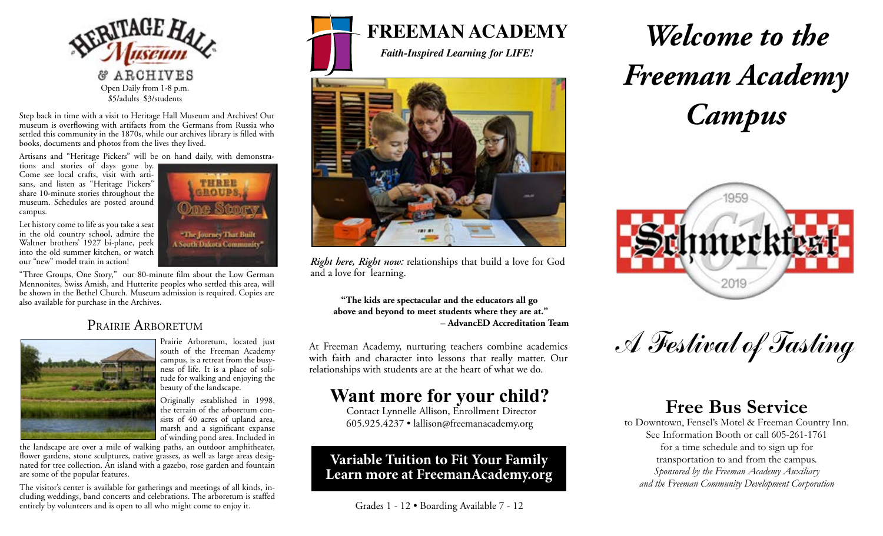# Heritage Hall Museum & Archives

Open Daily from 1-8 p.m.
$5/adults $3/students

Step back in time with a visit to Heritage Hall Museum and Archives! Our museum is overflowing with artifacts from the Germans from Russia who settled this community in the 1870s, while our archives library is filled with books, documents and photos from the lives they lived.

Artisans and "Heritage Pickers" will be on hand daily, with demonstrations and stories of days gone by. Come see local crafts, visit with artisans, and listen as "Heritage Pickers" share 10-minute stories throughout the museum. Schedules are posted around campus.

Let history come to life as you take a seat in the old country school, admire the Waltner brothers' 1927 bi-plane, peek into the old summer kitchen, or watch our "new" model train in action!

"Three Groups, One Story," our 80-minute film about the Low German Mennonites, Swiss Amish, and Hutterite peoples who settled this area, will be shown in the Bethel Church. Museum admission is required. Copies are also available for purchase in the Archives.

## Prairie Arboretum

Prairie Arboretum, located just south of the Freeman Academy campus, is a retreat from the busyness of life. It is a place of solitude for walking and enjoying the beauty of the landscape.

Originally established in 1998, the terrain of the arboretum consists of 40 acres of upland area, marsh and a significant expanse of winding pond area. Included in the landscape are over a mile of walking paths, an outdoor amphitheater, flower gardens, stone sculptures, native grasses, as well as large areas designated for tree collection. An island with a gazebo, rose garden and fountain are some of the popular features.

The visitor's center is available for gatherings and meetings of all kinds, including weddings, band concerts and celebrations. The arboretum is staffed entirely by volunteers and is open to all who might come to enjoy it.

# FREEMAN ACADEMY

*Faith-Inspired Learning for LIFE!*

***Right here, Right now:*** relationships that build a love for God and a love for learning.

**"The kids are spectacular and the educators all go above and beyond to meet students where they are at."**
**– AdvancED Accreditation Team**

At Freeman Academy, nurturing teachers combine academics with faith and character into lessons that really matter. Our relationships with students are at the heart of what we do.

## Want more for your child?

Contact Lynnelle Allison, Enrollment Director
605.925.4237 • lallison@freemanacademy.org

**Variable Tuition to Fit Your Family**
**Learn more at FreemanAcademy.org**

Grades 1 - 12 • Boarding Available 7 - 12

# *Welcome to the Freeman Academy Campus*

1959 Schmeckfest 61 2019

*A Festival of Tasting*

## Free Bus Service

to Downtown, Fensel's Motel & Freeman Country Inn.
See Information Booth or call 605-261-1761 for a time schedule and to sign up for transportation to and from the campus.
*Sponsored by the Freeman Academy Auxiliary and the Freeman Community Development Corporation*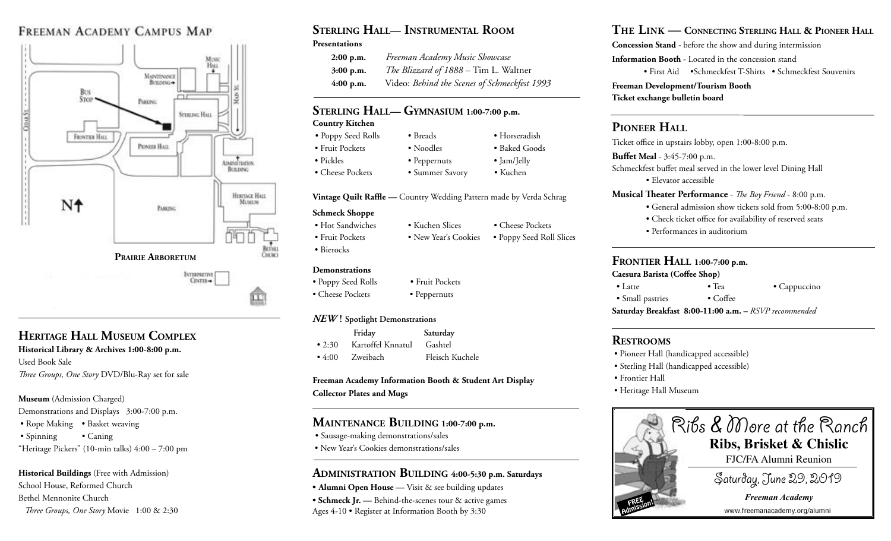## Freeman Academy Campus Map

Music Hall

Maintenance Building

Bus Stop

Parking

Sterling Hall

Main St.

Cedar St.

Frontier Hall

Pioneer Hall

Administration Building

N

Parking

Heritage Hall Museum

Bethel Church

**Prairie Arboretum**

Interpretive Center

## Heritage Hall Museum Complex

**Historical Library & Archives 1:00-8:00 p.m.**

Used Book Sale

*Three Groups, One Story* DVD/Blu-Ray set for sale

**Museum** (Admission Charged)

Demonstrations and Displays 3:00-7:00 p.m.

- Rope Making
- Basket weaving
- Spinning
- Caning

"Heritage Pickers" (10-min talks) 4:00 – 7:00 pm

**Historical Buildings** (Free with Admission)

School House, Reformed Church

Bethel Mennonite Church

*Three Groups, One Story* Movie 1:00 & 2:30

## Sterling Hall— Instrumental Room

**Presentations**

**2:00 p.m.** *Freeman Academy Music Showcase*

**3:00 p.m.** *The Blizzard of 1888* – Tim L. Waltner

**4:00 p.m.** Video: *Behind the Scenes of Schmeckfest 1993*

## Sterling Hall— Gymnasium 1:00-7:00 p.m.

**Country Kitchen**

- Poppy Seed Rolls
- Breads
- Horseradish
- Fruit Pockets
- Noodles
- Baked Goods
- Pickles
- Peppernuts
- Jam/Jelly
- Cheese Pockets
- Summer Savory
- Kuchen

**Vintage Quilt Raffle —** Country Wedding Pattern made by Verda Schrag

**Schmeck Shoppe**

- Hot Sandwiches
- Kuchen Slices
- Cheese Pockets
- Fruit Pockets
- New Year's Cookies
- Poppy Seed Roll Slices
- Bierocks

**Demonstrations**

- Poppy Seed Rolls
- Fruit Pockets
- Cheese Pockets
- Peppernuts

***NEW*! Spotlight Demonstrations**

| | Friday | Saturday |
|---|---|---|
| • 2:30 | Kartoffel Knnatul | Gashtel |
| • 4:00 | Zweibach | Fleisch Kuchele |

**Freeman Academy Information Booth & Student Art Display**

**Collector Plates and Mugs**

## Maintenance Building 1:00-7:00 p.m.

- Sausage-making demonstrations/sales
- New Year's Cookies demonstrations/sales

## Administration Building 4:00-5:30 p.m. Saturdays

- **Alumni Open House** — Visit & see building updates
- **Schmeck Jr. —** Behind-the-scenes tour & active games

Ages 4-10 • Register at Information Booth by 3:30

## The Link — Connecting Sterling Hall & Pioneer Hall

**Concession Stand** - before the show and during intermission

**Information Booth** - Located in the concession stand

- First Aid
- Schmeckfest T-Shirts
- Schmeckfest Souvenirs

**Freeman Development/Tourism Booth**

**Ticket exchange bulletin board**

## Pioneer Hall

Ticket office in upstairs lobby, open 1:00-8:00 p.m.

**Buffet Meal** - 3:45-7:00 p.m.

Schmeckfest buffet meal served in the lower level Dining Hall

- Elevator accessible

**Musical Theater Performance** - *The Boy Friend* - 8:00 p.m.

- General admission show tickets sold from 5:00-8:00 p.m.
- Check ticket office for availability of reserved seats
- Performances in auditorium

## Frontier Hall 1:00-7:00 p.m.

**Caesura Barista (Coffee Shop)**

- Latte
- Tea
- Cappuccino
- Small pastries
- Coffee

**Saturday Breakfast 8:00-11:00 a.m. –** *RSVP recommended*

## Restrooms

- Pioneer Hall (handicapped accessible)
- Sterling Hall (handicapped accessible)
- Frontier Hall
- Heritage Hall Museum

Ribs & More at the Ranch

**Ribs, Brisket & Chislic**

FJC/FA Alumni Reunion

Saturday, June 29, 2019

***Freeman Academy***

www.freemanacademy.org/alumni

FREE Admission!